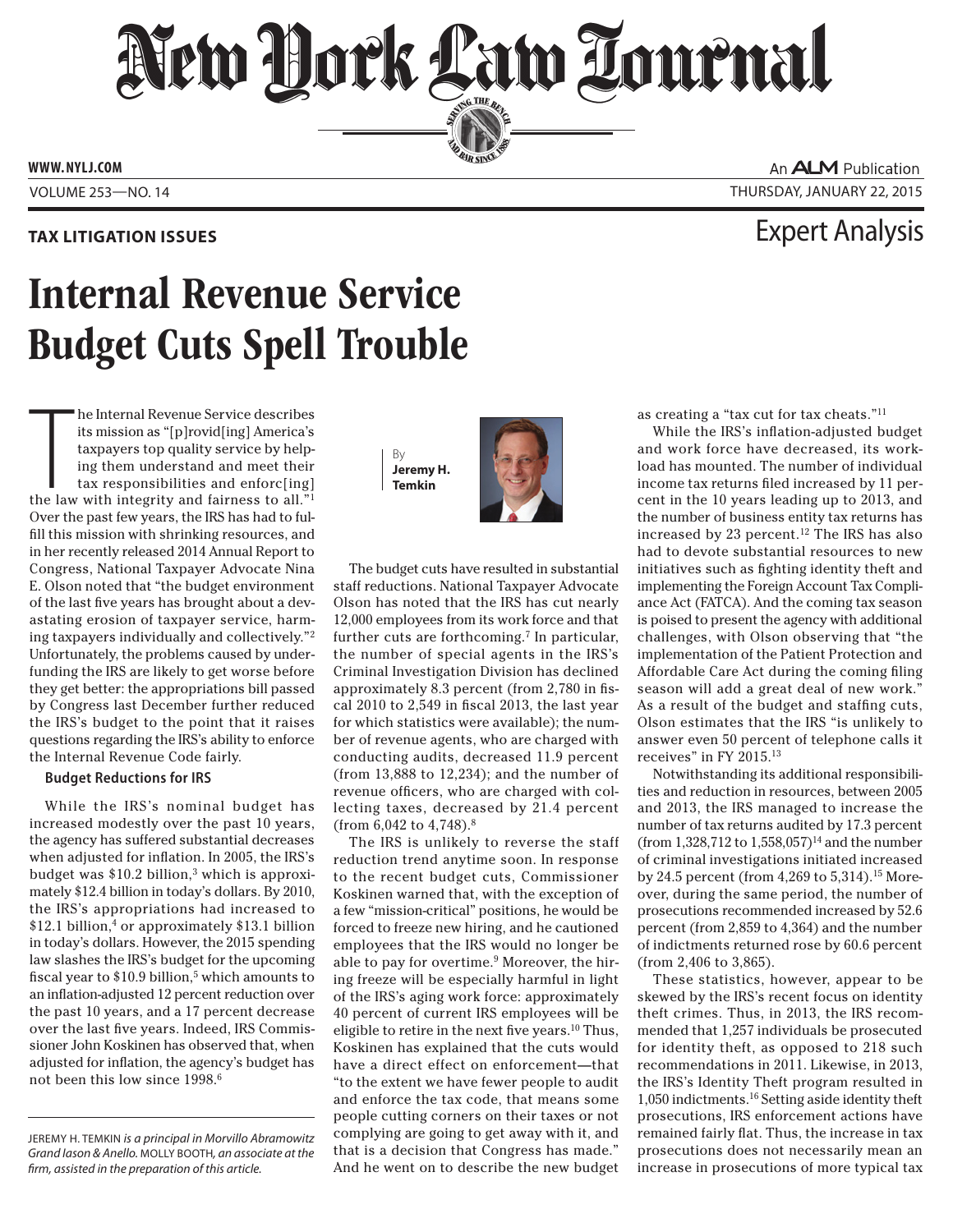**TAX LITIGATION ISSUES**

Expert Analysis

# Internal Revenue Service Budget Cuts Spell Trouble

By **Jeremy H. Temkin**

The Internal Revenue Service describes its mission as "[p]rovid[ing] America's taxpayers top quality service by helping them understand and meet their tax responsibilities and enforc[ing] the law with integrity and fairness to all."[1] Over the past few years, the IRS has had to fulfill this mission with shrinking resources, and in her recently released 2014 Annual Report to Congress, National Taxpayer Advocate Nina E. Olson noted that "the budget environment of the last five years has brought about a devastating erosion of taxpayer service, harming taxpayers individually and collectively."[2] Unfortunately, the problems caused by underfunding the IRS are likely to get worse before they get better: the appropriations bill passed by Congress last December further reduced the IRS's budget to the point that it raises questions regarding the IRS's ability to enforce the Internal Revenue Code fairly.

### Budget Reductions for IRS

While the IRS's nominal budget has increased modestly over the past 10 years, the agency has suffered substantial decreases when adjusted for inflation. In 2005, the IRS's budget was $10.2 billion,[3] which is approximately $12.4 billion in today's dollars. By 2010, the IRS's appropriations had increased to $12.1 billion,[4] or approximately $13.1 billion in today's dollars. However, the 2015 spending law slashes the IRS's budget for the upcoming fiscal year to $10.9 billion,[5] which amounts to an inflation-adjusted 12 percent reduction over the past 10 years, and a 17 percent decrease over the last five years. Indeed, IRS Commissioner John Koskinen has observed that, when adjusted for inflation, the agency's budget has not been this low since 1998.[6]

The budget cuts have resulted in substantial staff reductions. National Taxpayer Advocate Olson has noted that the IRS has cut nearly 12,000 employees from its work force and that further cuts are forthcoming.[7] In particular, the number of special agents in the IRS's Criminal Investigation Division has declined approximately 8.3 percent (from 2,780 in fiscal 2010 to 2,549 in fiscal 2013, the last year for which statistics were available); the number of revenue agents, who are charged with conducting audits, decreased 11.9 percent (from 13,888 to 12,234); and the number of revenue officers, who are charged with collecting taxes, decreased by 21.4 percent (from 6,042 to 4,748).[8]

The IRS is unlikely to reverse the staff reduction trend anytime soon. In response to the recent budget cuts, Commissioner Koskinen warned that, with the exception of a few "mission-critical" positions, he would be forced to freeze new hiring, and he cautioned employees that the IRS would no longer be able to pay for overtime.[9] Moreover, the hiring freeze will be especially harmful in light of the IRS's aging work force: approximately 40 percent of current IRS employees will be eligible to retire in the next five years.[10] Thus, Koskinen has explained that the cuts would have a direct effect on enforcement—that "to the extent we have fewer people to audit and enforce the tax code, that means some people cutting corners on their taxes or not complying are going to get away with it, and that is a decision that Congress has made." And he went on to describe the new budget as creating a "tax cut for tax cheats."[11]

While the IRS's inflation-adjusted budget and work force have decreased, its workload has mounted. The number of individual income tax returns filed increased by 11 percent in the 10 years leading up to 2013, and the number of business entity tax returns has increased by 23 percent.[12] The IRS has also had to devote substantial resources to new initiatives such as fighting identity theft and implementing the Foreign Account Tax Compliance Act (FATCA). And the coming tax season is poised to present the agency with additional challenges, with Olson observing that "the implementation of the Patient Protection and Affordable Care Act during the coming filing season will add a great deal of new work." As a result of the budget and staffing cuts, Olson estimates that the IRS "is unlikely to answer even 50 percent of telephone calls it receives" in FY 2015.[13]

Notwithstanding its additional responsibilities and reduction in resources, between 2005 and 2013, the IRS managed to increase the number of tax returns audited by 17.3 percent (from 1,328,712 to 1,558,057)[14] and the number of criminal investigations initiated increased by 24.5 percent (from 4,269 to 5,314).[15] Moreover, during the same period, the number of prosecutions recommended increased by 52.6 percent (from 2,859 to 4,364) and the number of indictments returned rose by 60.6 percent (from 2,406 to 3,865).

These statistics, however, appear to be skewed by the IRS's recent focus on identity theft crimes. Thus, in 2013, the IRS recommended that 1,257 individuals be prosecuted for identity theft, as opposed to 218 such recommendations in 2011. Likewise, in 2013, the IRS's Identity Theft program resulted in 1,050 indictments.[16] Setting aside identity theft prosecutions, IRS enforcement actions have remained fairly flat. Thus, the increase in tax prosecutions does not necessarily mean an increase in prosecutions of more typical tax

---

JEREMY H. TEMKIN *is a principal in Morvillo Abramowitz Grand Iason & Anello.* MOLLY BOOTH, *an associate at the firm, assisted in the preparation of this article.*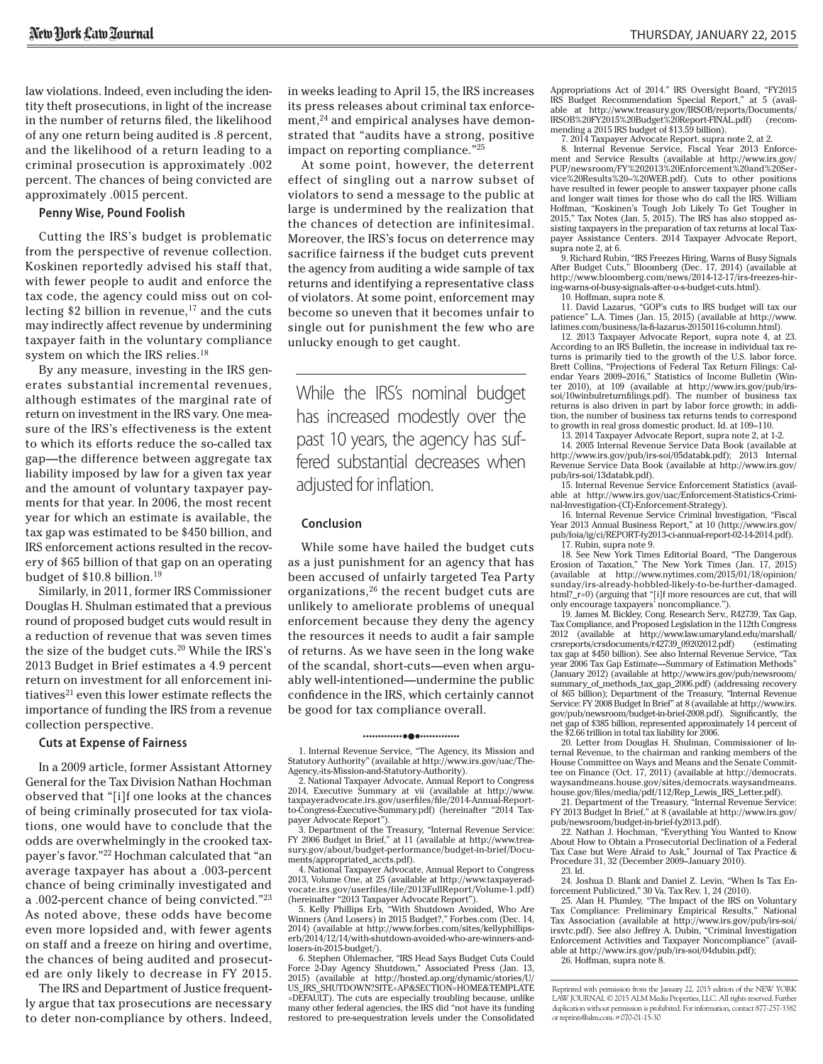law violations. Indeed, even including the identity theft prosecutions, in light of the increase in the number of returns filed, the likelihood of any one return being audited is .8 percent, and the likelihood of a return leading to a criminal prosecution is approximately .002 percent. The chances of being convicted are approximately .0015 percent.

### Penny Wise, Pound Foolish

Cutting the IRS's budget is problematic from the perspective of revenue collection. Koskinen reportedly advised his staff that, with fewer people to audit and enforce the tax code, the agency could miss out on collecting $2 billion in revenue,[17] and the cuts may indirectly affect revenue by undermining taxpayer faith in the voluntary compliance system on which the IRS relies.[18]

By any measure, investing in the IRS generates substantial incremental revenues, although estimates of the marginal rate of return on investment in the IRS vary. One measure of the IRS's effectiveness is the extent to which its efforts reduce the so-called tax gap—the difference between aggregate tax liability imposed by law for a given tax year and the amount of voluntary taxpayer payments for that year. In 2006, the most recent year for which an estimate is available, the tax gap was estimated to be $450 billion, and IRS enforcement actions resulted in the recovery of $65 billion of that gap on an operating budget of $10.8 billion.[19]

Similarly, in 2011, former IRS Commissioner Douglas H. Shulman estimated that a previous round of proposed budget cuts would result in a reduction of revenue that was seven times the size of the budget cuts.[20] While the IRS's 2013 Budget in Brief estimates a 4.9 percent return on investment for all enforcement initiatives[21] even this lower estimate reflects the importance of funding the IRS from a revenue collection perspective.

### Cuts at Expense of Fairness

In a 2009 article, former Assistant Attorney General for the Tax Division Nathan Hochman observed that "[i]f one looks at the chances of being criminally prosecuted for tax violations, one would have to conclude that the odds are overwhelmingly in the crooked taxpayer's favor."[22] Hochman calculated that "an average taxpayer has about a .003-percent chance of being criminally investigated and a .002-percent chance of being convicted."[23] As noted above, these odds have become even more lopsided and, with fewer agents on staff and a freeze on hiring and overtime, the chances of being audited and prosecuted are only likely to decrease in FY 2015.

The IRS and Department of Justice frequently argue that tax prosecutions are necessary to deter non-compliance by others. Indeed, in weeks leading to April 15, the IRS increases its press releases about criminal tax enforcement,[24] and empirical analyses have demonstrated that "audits have a strong, positive impact on reporting compliance."[25]

At some point, however, the deterrent effect of singling out a narrow subset of violators to send a message to the public at large is undermined by the realization that the chances of detection are infinitesimal. Moreover, the IRS's focus on deterrence may sacrifice fairness if the budget cuts prevent the agency from auditing a wide sample of tax returns and identifying a representative class of violators. At some point, enforcement may become so uneven that it becomes unfair to single out for punishment the few who are unlucky enough to get caught.

> While the IRS's nominal budget has increased modestly over the past 10 years, the agency has suffered substantial decreases when adjusted for inflation.

### Conclusion

While some have hailed the budget cuts as a just punishment for an agency that has been accused of unfairly targeted Tea Party organizations,[26] the recent budget cuts are unlikely to ameliorate problems of unequal enforcement because they deny the agency the resources it needs to audit a fair sample of returns. As we have seen in the long wake of the scandal, short-cuts—even when arguably well-intentioned—undermine the public confidence in the IRS, which certainly cannot be good for tax compliance overall.

---

1. Internal Revenue Service, "The Agency, its Mission and Statutory Authority" (available at http://www.irs.gov/uac/The-Agency,-its-Mission-and-Statutory-Authority).

2. National Taxpayer Advocate, Annual Report to Congress 2014, Executive Summary at vii (available at http://www.taxpayeradvocate.irs.gov/userfiles/file/2014-Annual-Report-to-Congress-Executive-Summary.pdf) (hereinafter "2014 Taxpayer Advocate Report").

3. Department of the Treasury, "Internal Revenue Service: FY 2006 Budget in Brief," at 11 (available at http://www.treasury.gov/about/budget-performance/budget-in-brief/Documents/appropriated_accts.pdf).

4. National Taxpayer Advocate, Annual Report to Congress 2013, Volume One, at 25 (available at http://www.taxpayeradvocate.irs.gov/userfiles/file/2013FullReport/Volume-1.pdf) (hereinafter "2013 Taxpayer Advocate Report").

5. Kelly Phillips Erb, "With Shutdown Avoided, Who Are Winners (And Losers) in 2015 Budget?," Forbes.com (Dec. 14, 2014) (available at http://www.forbes.com/sites/kellyphillipserb/2014/12/14/with-shutdown-avoided-who-are-winners-and-losers-in-2015-budget/).

6. Stephen Ohlemacher, "IRS Head Says Budget Cuts Could Force 2-Day Agency Shutdown," Associated Press (Jan. 13, 2015) (available at http://hosted.ap.org/dynamic/stories/U/US_IRS_SHUTDOWN?SITE=AP&SECTION=HOME&TEMPLATE=DEFAULT). The cuts are especially troubling because, unlike many other federal agencies, the IRS did "not have its funding restored to pre-sequestration levels under the Consolidated Appropriations Act of 2014." IRS Oversight Board, "FY2015 IRS Budget Recommendation Special Report," at 5 (available at http://www.treasury.gov/IRSOB/reports/Documents/IRSOB%20FY2015%20Budget%20Report-FINAL.pdf) (recommending a 2015 IRS budget of $13.59 billion).

7. 2014 Taxpayer Advocate Report, supra note 2, at 2.

8. Internal Revenue Service, Fiscal Year 2013 Enforcement and Service Results (available at http://www.irs.gov/PUP/newsroom/FY%202013%20Enforcement%20and%20Service%20Results%20–%20WEB.pdf). Cuts to other positions have resulted in fewer people to answer taxpayer phone calls and longer wait times for those who do call the IRS. William Hoffman, "Koskinen's Tough Job Likely To Get Tougher in 2015," Tax Notes (Jan. 5, 2015). The IRS has also stopped assisting taxpayers in the preparation of tax returns at local Taxpayer Assistance Centers. 2014 Taxpayer Advocate Report, supra note 2, at 6.

9. Richard Rubin, "IRS Freezes Hiring, Warns of Busy Signals After Budget Cuts," Bloomberg (Dec. 17, 2014) (available at http://www.bloomberg.com/news/2014-12-17/irs-freezes-hiring-warns-of-busy-signals-after-u-s-budget-cuts.html).

10. Hoffman, supra note 8.

11. David Lazarus, "GOP's cuts to IRS budget will tax our patience" L.A. Times (Jan. 15, 2015) (available at http://www.latimes.com/business/la-fi-lazarus-20150116-column.html).

12. 2013 Taxpayer Advocate Report, supra note 4, at 23. According to an IRS Bulletin, the increase in individual tax returns is primarily tied to the growth of the U.S. labor force. Brett Collins, "Projections of Federal Tax Return Filings: Calendar Years 2009–2016," Statistics of Income Bulletin (Winter 2010), at 109 (available at http://www.irs.gov/pub/irs-soi/10winbulreturnfilings.pdf). The number of business tax returns is also driven in part by labor force growth; in addition, the number of business tax returns tends to correspond to growth in real gross domestic product. Id. at 109–110.

13. 2014 Taxpayer Advocate Report, supra note 2, at 1-2.

14. 2005 Internal Revenue Service Data Book (available at http://www.irs.gov/pub/irs-soi/05databk.pdf); 2013 Internal Revenue Service Data Book (available at http://www.irs.gov/pub/irs-soi/13databk.pdf).

15. Internal Revenue Service Enforcement Statistics (available at http://www.irs.gov/uac/Enforcement-Statistics-Criminal-Investigation-(CI)-Enforcement-Strategy).

16. Internal Revenue Service Criminal Investigation, "Fiscal Year 2013 Annual Business Report," at 10 (http://www.irs.gov/pub/foia/ig/ci/REPORT-fy2013-ci-annual-report-02-14-2014.pdf).

17. Rubin, supra note 9.

18. See New York Times Editorial Board, "The Dangerous Erosion of Taxation," The New York Times (Jan. 17, 2015) (available at http://www.nytimes.com/2015/01/18/opinion/sunday/irs-already-hobbled-likely-to-be-further-damaged.html?_r=0) (arguing that "[i]f more resources are cut, that will only encourage taxpayers' noncompliance.").

19. James M. Bickley, Cong. Research Serv., R42739, Tax Gap, Tax Compliance, and Proposed Legislation in the 112th Congress 2012 (available at http://www.law.umaryland.edu/marshall/crsreports/crsdocuments/r42739_09202012.pdf) (estimating tax gap at $450 billion). See also Internal Revenue Service, "Tax year 2006 Tax Gap Estimate—Summary of Estimation Methods" (January 2012) (available at http://www.irs.gov/pub/newsroom/summary_of_methods_tax_gap_2006.pdf) (addressing recovery of $65 billion); Department of the Treasury, "Internal Revenue Service: FY 2008 Budget In Brief" at 8 (available at http://www.irs.gov/pub/newsroom/budget-in-brief-2008.pdf). Significantly, the net gap of $385 billion, represented approximately 14 percent of the $2.66 trillion in total tax liability for 2006.

20. Letter from Douglas H. Shulman, Commissioner of Internal Revenue, to the chairman and ranking members of the House Committee on Ways and Means and the Senate Committee on Finance (Oct. 17, 2011) (available at http://democrats.waysandmeans.house.gov/sites/democrats.waysandmeans.house.gov/files/media/pdf/112/Rep_Lewis_IRS_Letter.pdf).

21. Department of the Treasury, "Internal Revenue Service: FY 2013 Budget In Brief," at 8 (available at http://www.irs.gov/pub/newsroom/budget-in-brief-fy2013.pdf).

22. Nathan J. Hochman, "Everything You Wanted to Know About How to Obtain a Prosecutorial Declination of a Federal Tax Case but Were Afraid to Ask," Journal of Tax Practice & Procedure 31, 32 (December 2009–January 2010).

23. Id.

24. Joshua D. Blank and Daniel Z. Levin, "When Is Tax Enforcement Publicized," 30 Va. Tax Rev. 1, 24 (2010).

25. Alan H. Plumley, "The Impact of the IRS on Voluntary Tax Compliance: Preliminary Empirical Results," National Tax Association (available at http://www.irs.gov/pub/irs-soi/irsvtc.pdf). See also Jeffrey A. Dubin, "Criminal Investigation Enforcement Activities and Taxpayer Noncompliance" (available at http://www.irs.gov/pub/irs-soi/04dubin.pdf);

26. Hoffman, supra note 8.

Reprinted with permission from the January 22, 2015 edition of the NEW YORK LAW JOURNAL © 2015 ALM Media Properties, LLC. All rights reserved. Further duplication without permission is prohibited. For information, contact 877-257-3382 or reprints@alm.com. # 070-01-15-30